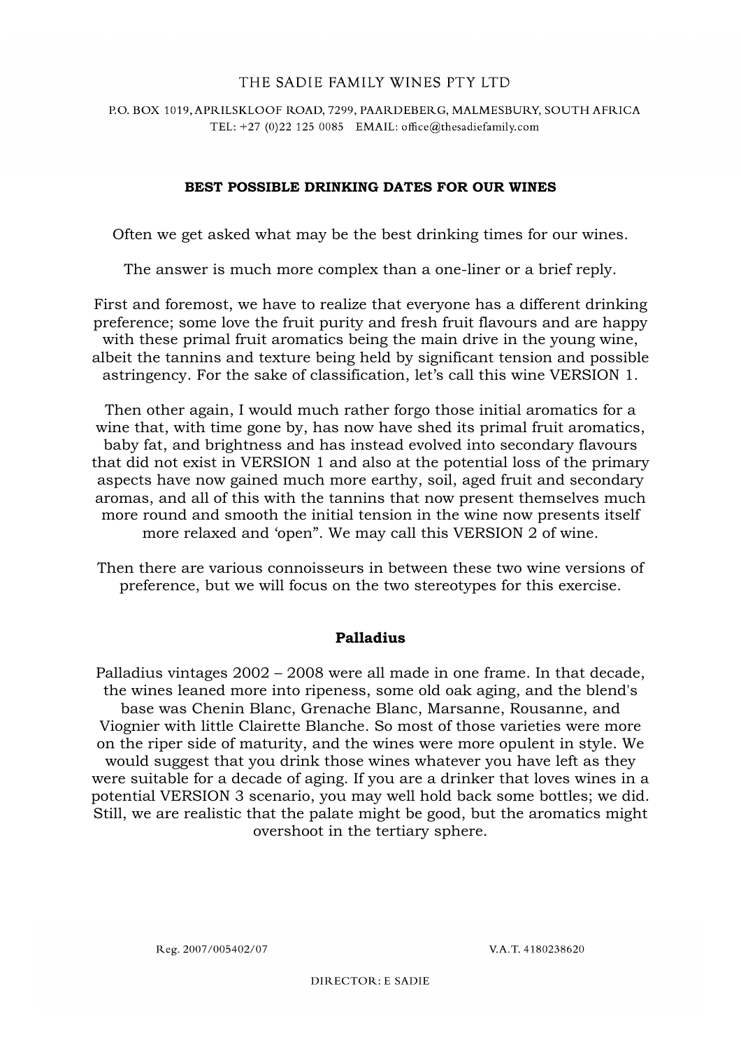THE SADIE FAMILY WINES PTY LTD

P.O. BOX 1019, APRILSKLOOF ROAD, 7299, PAARDEBERG, MALMESBURY, SOUTH AFRICA
TEL: +27 (0)22 125 0085 EMAIL: office@thesadiefamily.com

**BEST POSSIBLE DRINKING DATES FOR OUR WINES**

Often we get asked what may be the best drinking times for our wines.

The answer is much more complex than a one-liner or a brief reply.

First and foremost, we have to realize that everyone has a different drinking preference; some love the fruit purity and fresh fruit flavours and are happy with these primal fruit aromatics being the main drive in the young wine, albeit the tannins and texture being held by significant tension and possible astringency. For the sake of classification, let's call this wine VERSION 1.

Then other again, I would much rather forgo those initial aromatics for a wine that, with time gone by, has now have shed its primal fruit aromatics, baby fat, and brightness and has instead evolved into secondary flavours that did not exist in VERSION 1 and also at the potential loss of the primary aspects have now gained much more earthy, soil, aged fruit and secondary aromas, and all of this with the tannins that now present themselves much more round and smooth the initial tension in the wine now presents itself more relaxed and 'open". We may call this VERSION 2 of wine.

Then there are various connoisseurs in between these two wine versions of preference, but we will focus on the two stereotypes for this exercise.

**Palladius**

Palladius vintages 2002 – 2008 were all made in one frame. In that decade, the wines leaned more into ripeness, some old oak aging, and the blend's base was Chenin Blanc, Grenache Blanc, Marsanne, Rousanne, and Viognier with little Clairette Blanche. So most of those varieties were more on the riper side of maturity, and the wines were more opulent in style. We would suggest that you drink those wines whatever you have left as they were suitable for a decade of aging. If you are a drinker that loves wines in a potential VERSION 3 scenario, you may well hold back some bottles; we did. Still, we are realistic that the palate might be good, but the aromatics might overshoot in the tertiary sphere.

Reg. 2007/005402/07 V.A.T. 4180238620

DIRECTOR: E SADIE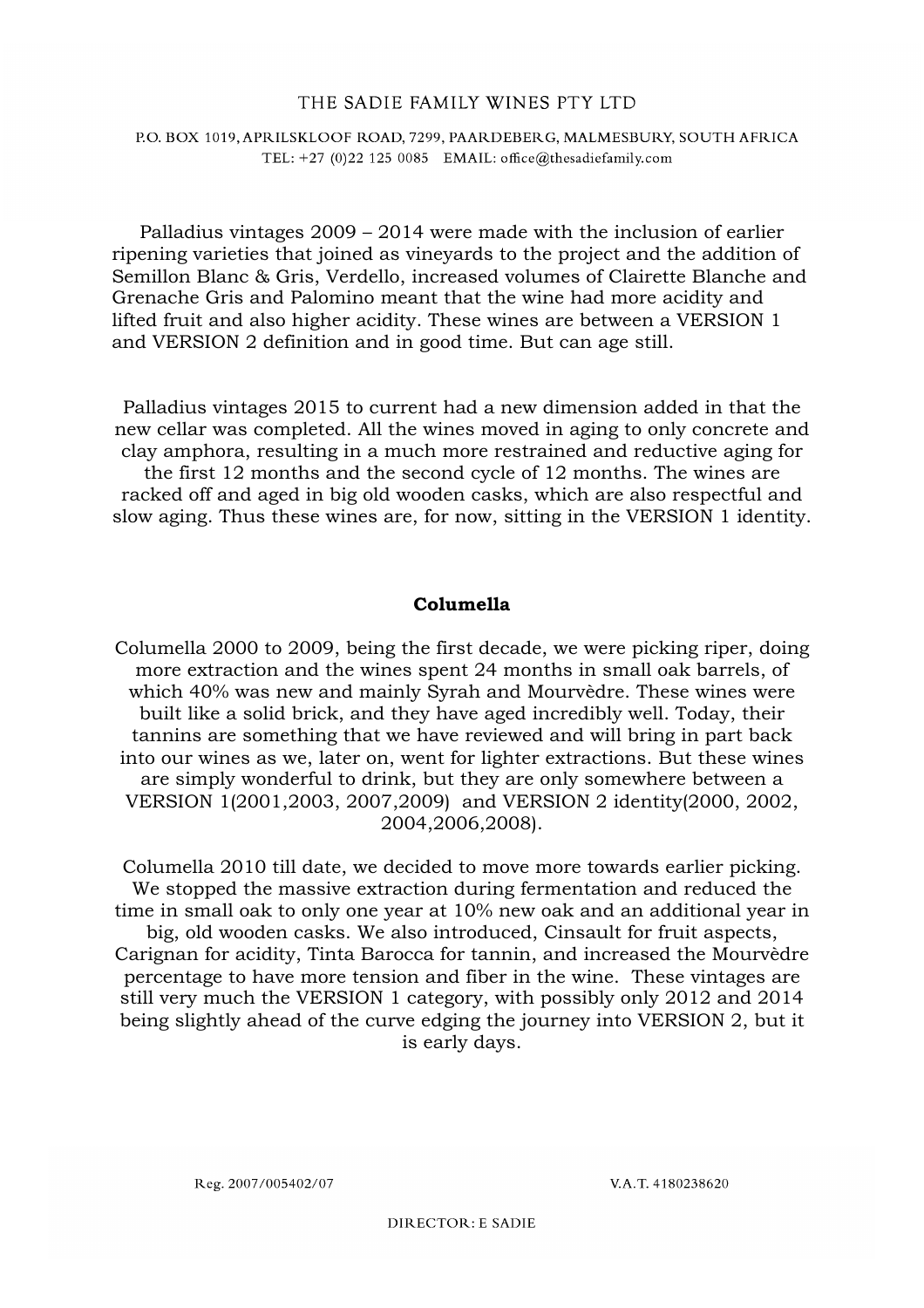Palladius vintages 2009 – 2014 were made with the inclusion of earlier ripening varieties that joined as vineyards to the project and the addition of Semillon Blanc & Gris, Verdello, increased volumes of Clairette Blanche and Grenache Gris and Palomino meant that the wine had more acidity and lifted fruit and also higher acidity. These wines are between a VERSION 1 and VERSION 2 definition and in good time. But can age still.

Palladius vintages 2015 to current had a new dimension added in that the new cellar was completed. All the wines moved in aging to only concrete and clay amphora, resulting in a much more restrained and reductive aging for the first 12 months and the second cycle of 12 months. The wines are racked off and aged in big old wooden casks, which are also respectful and slow aging. Thus these wines are, for now, sitting in the VERSION 1 identity.

**Columella**

Columella 2000 to 2009, being the first decade, we were picking riper, doing more extraction and the wines spent 24 months in small oak barrels, of which 40% was new and mainly Syrah and Mourvèdre. These wines were built like a solid brick, and they have aged incredibly well. Today, their tannins are something that we have reviewed and will bring in part back into our wines as we, later on, went for lighter extractions. But these wines are simply wonderful to drink, but they are only somewhere between a VERSION 1(2001,2003, 2007,2009) and VERSION 2 identity(2000, 2002, 2004,2006,2008).

Columella 2010 till date, we decided to move more towards earlier picking. We stopped the massive extraction during fermentation and reduced the time in small oak to only one year at 10% new oak and an additional year in big, old wooden casks. We also introduced, Cinsault for fruit aspects, Carignan for acidity, Tinta Barocca for tannin, and increased the Mourvèdre percentage to have more tension and fiber in the wine. These vintages are still very much the VERSION 1 category, with possibly only 2012 and 2014 being slightly ahead of the curve edging the journey into VERSION 2, but it is early days.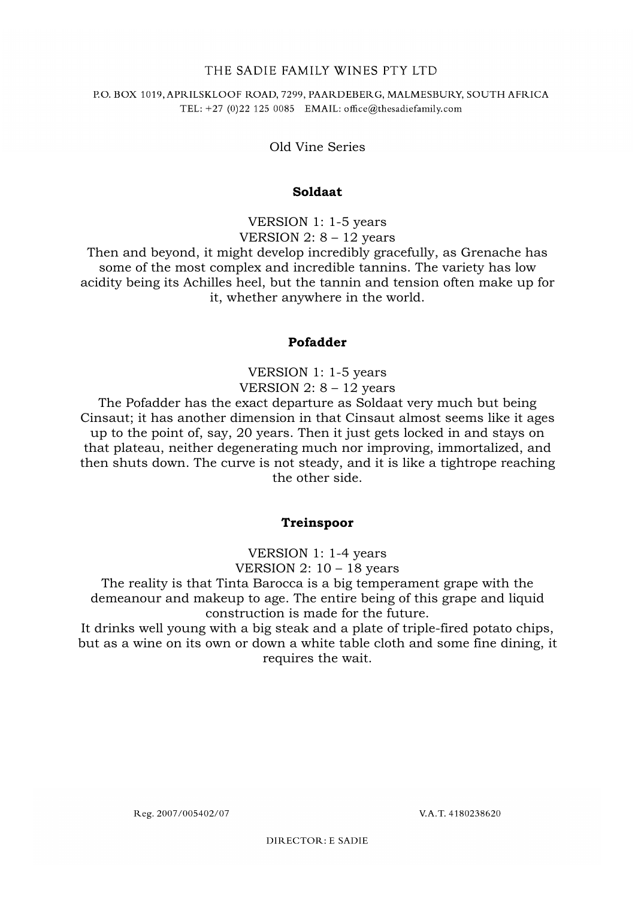THE SADIE FAMILY WINES PTY LTD

P.O. BOX 1019, APRILSKLOOF ROAD, 7299, PAARDEBERG, MALMESBURY, SOUTH AFRICA
TEL: +27 (0)22 125 0085 EMAIL: office@thesadiefamily.com

Old Vine Series

**Soldaat**

VERSION 1: 1-5 years
VERSION 2: 8 – 12 years
Then and beyond, it might develop incredibly gracefully, as Grenache has some of the most complex and incredible tannins. The variety has low acidity being its Achilles heel, but the tannin and tension often make up for it, whether anywhere in the world.

**Pofadder**

VERSION 1: 1-5 years
VERSION 2: 8 – 12 years
The Pofadder has the exact departure as Soldaat very much but being Cinsaut; it has another dimension in that Cinsaut almost seems like it ages up to the point of, say, 20 years. Then it just gets locked in and stays on that plateau, neither degenerating much nor improving, immortalized, and then shuts down. The curve is not steady, and it is like a tightrope reaching the other side.

**Treinspoor**

VERSION 1: 1-4 years
VERSION 2: 10 – 18 years
The reality is that Tinta Barocca is a big temperament grape with the demeanour and makeup to age. The entire being of this grape and liquid construction is made for the future.
It drinks well young with a big steak and a plate of triple-fired potato chips, but as a wine on its own or down a white table cloth and some fine dining, it requires the wait.

Reg. 2007/005402/07 V.A.T. 4180238620

DIRECTOR: E SADIE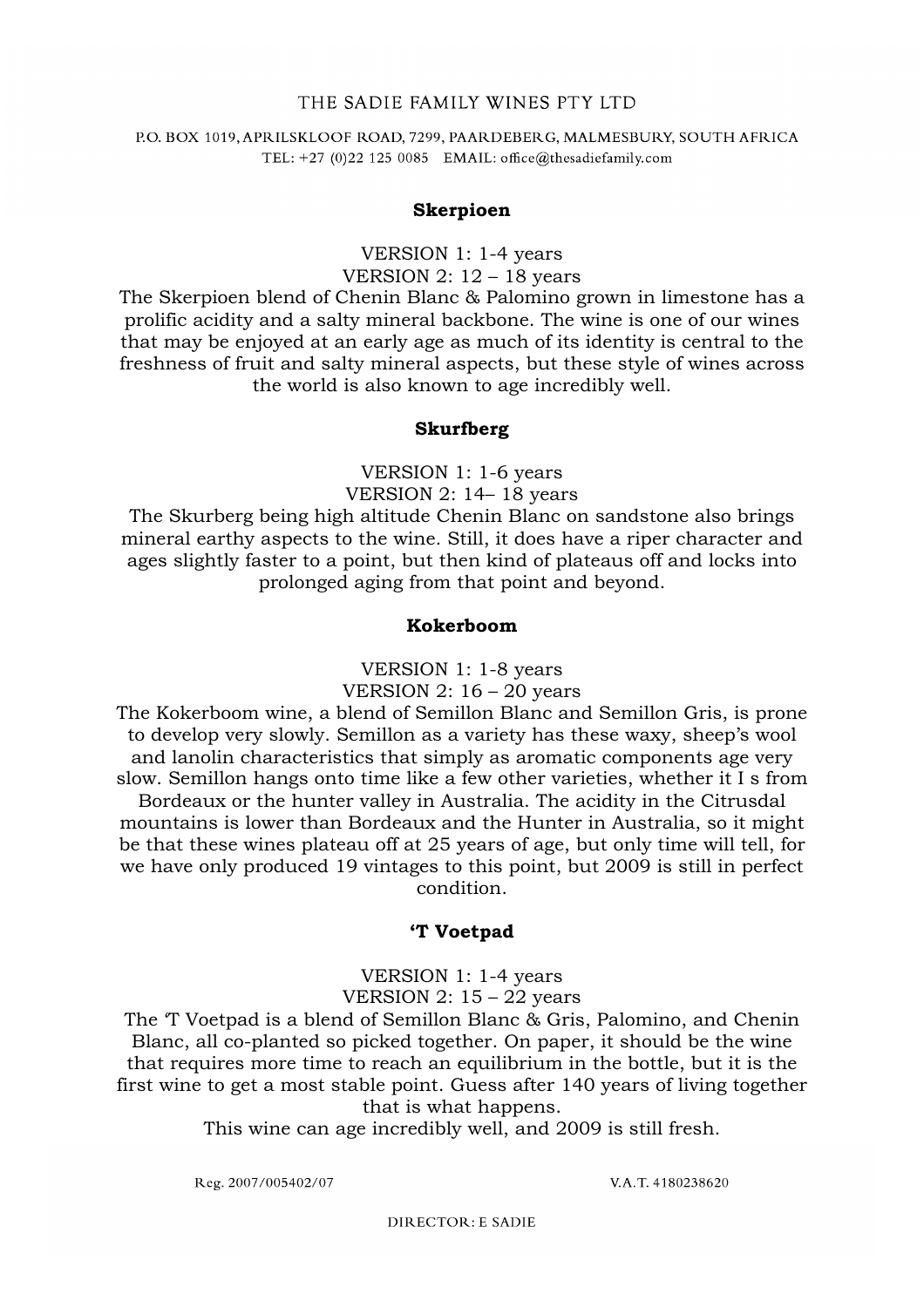THE SADIE FAMILY WINES PTY LTD

P.O. BOX 1019, APRILSKLOOF ROAD, 7299, PAARDEBERG, MALMESBURY, SOUTH AFRICA
TEL: +27 (0)22 125 0085 EMAIL: office@thesadiefamily.com

**Skerpioen**

VERSION 1: 1-4 years
VERSION 2: 12 – 18 years
The Skerpioen blend of Chenin Blanc & Palomino grown in limestone has a prolific acidity and a salty mineral backbone. The wine is one of our wines that may be enjoyed at an early age as much of its identity is central to the freshness of fruit and salty mineral aspects, but these style of wines across the world is also known to age incredibly well.

**Skurfberg**

VERSION 1: 1-6 years
VERSION 2: 14– 18 years
The Skurberg being high altitude Chenin Blanc on sandstone also brings mineral earthy aspects to the wine. Still, it does have a riper character and ages slightly faster to a point, but then kind of plateaus off and locks into prolonged aging from that point and beyond.

**Kokerboom**

VERSION 1: 1-8 years
VERSION 2: 16 – 20 years
The Kokerboom wine, a blend of Semillon Blanc and Semillon Gris, is prone to develop very slowly. Semillon as a variety has these waxy, sheep's wool and lanolin characteristics that simply as aromatic components age very slow. Semillon hangs onto time like a few other varieties, whether it I s from Bordeaux or the hunter valley in Australia. The acidity in the Citrusdal mountains is lower than Bordeaux and the Hunter in Australia, so it might be that these wines plateau off at 25 years of age, but only time will tell, for we have only produced 19 vintages to this point, but 2009 is still in perfect condition.

**'T Voetpad**

VERSION 1: 1-4 years
VERSION 2: 15 – 22 years
The 'T Voetpad is a blend of Semillon Blanc & Gris, Palomino, and Chenin Blanc, all co-planted so picked together. On paper, it should be the wine that requires more time to reach an equilibrium in the bottle, but it is the first wine to get a most stable point. Guess after 140 years of living together that is what happens.
This wine can age incredibly well, and 2009 is still fresh.

Reg. 2007/005402/07 V.A.T. 4180238620

DIRECTOR: E SADIE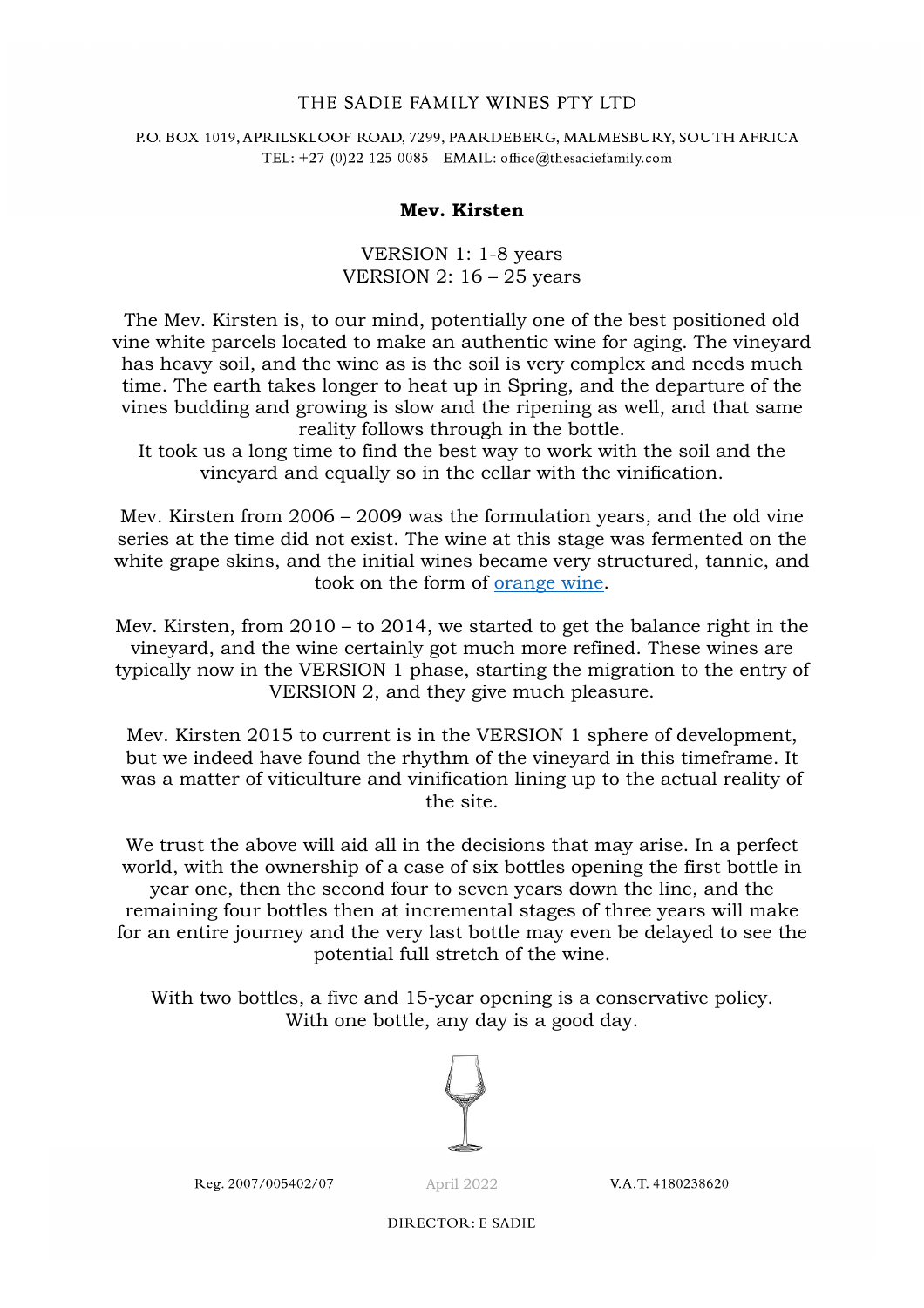THE SADIE FAMILY WINES PTY LTD

P.O. BOX 1019, APRILSKLOOF ROAD, 7299, PAARDEBERG, MALMESBURY, SOUTH AFRICA
TEL: +27 (0)22 125 0085 EMAIL: office@thesadiefamily.com

**Mev. Kirsten**

VERSION 1: 1-8 years
VERSION 2: 16 – 25 years

The Mev. Kirsten is, to our mind, potentially one of the best positioned old vine white parcels located to make an authentic wine for aging. The vineyard has heavy soil, and the wine as is the soil is very complex and needs much time. The earth takes longer to heat up in Spring, and the departure of the vines budding and growing is slow and the ripening as well, and that same reality follows through in the bottle.
It took us a long time to find the best way to work with the soil and the vineyard and equally so in the cellar with the vinification.

Mev. Kirsten from 2006 – 2009 was the formulation years, and the old vine series at the time did not exist. The wine at this stage was fermented on the white grape skins, and the initial wines became very structured, tannic, and took on the form of orange wine.

Mev. Kirsten, from 2010 – to 2014, we started to get the balance right in the vineyard, and the wine certainly got much more refined. These wines are typically now in the VERSION 1 phase, starting the migration to the entry of VERSION 2, and they give much pleasure.

Mev. Kirsten 2015 to current is in the VERSION 1 sphere of development, but we indeed have found the rhythm of the vineyard in this timeframe. It was a matter of viticulture and vinification lining up to the actual reality of the site.

We trust the above will aid all in the decisions that may arise. In a perfect world, with the ownership of a case of six bottles opening the first bottle in year one, then the second four to seven years down the line, and the remaining four bottles then at incremental stages of three years will make for an entire journey and the very last bottle may even be delayed to see the potential full stretch of the wine.

With two bottles, a five and 15-year opening is a conservative policy.
With one bottle, any day is a good day.

Reg. 2007/005402/07 April 2022 V.A.T. 4180238620

DIRECTOR: E SADIE